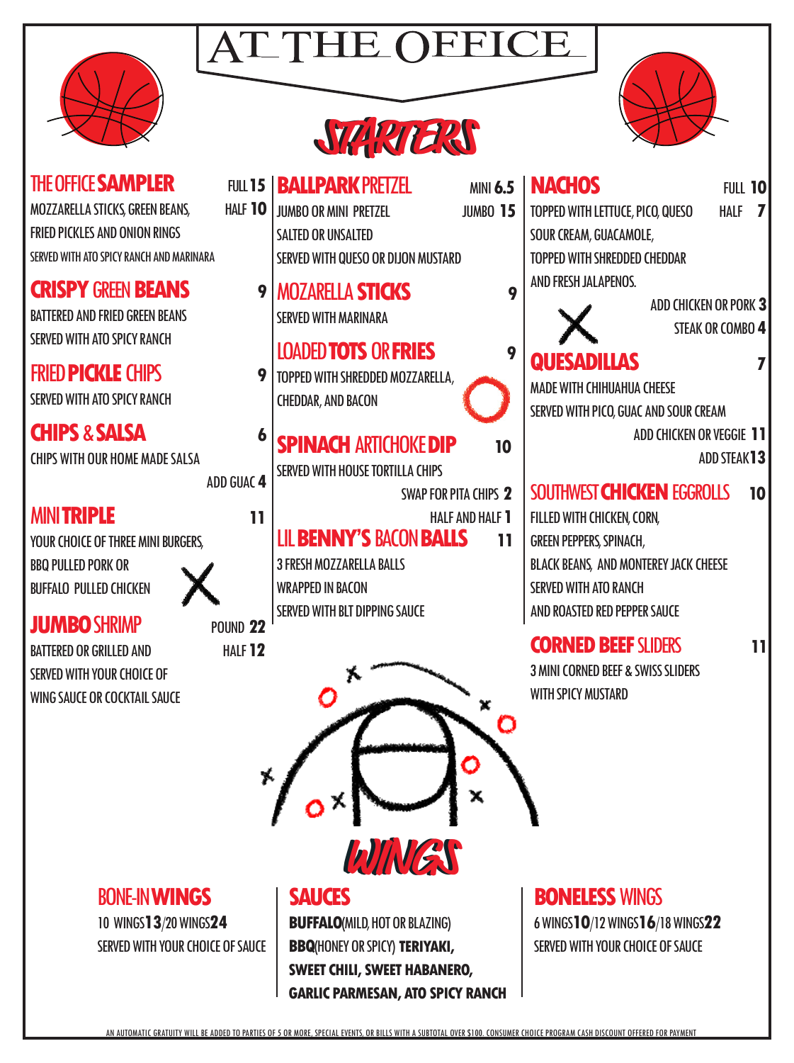# AT THE OFFICE

## STARTERS

### THE OFFICE SAMPLER
FULL **15** / HALF **10**

MOZZARELLA STICKS, GREEN BEANS, FRIED PICKLES AND ONION RINGS

SERVED WITH ATO SPICY RANCH AND MARINARA

### CRISPY GREEN BEANS
**9**

BATTERED AND FRIED GREEN BEANS SERVED WITH ATO SPICY RANCH

### FRIED PICKLE CHIPS
**9**

SERVED WITH ATO SPICY RANCH

### CHIPS & SALSA
**6**

CHIPS WITH OUR HOME MADE SALSA

ADD GUAC **4**

### MINI TRIPLE
**11**

YOUR CHOICE OF THREE MINI BURGERS, BBQ PULLED PORK OR BUFFALO PULLED CHICKEN

### JUMBO SHRIMP
POUND **22** / HALF **12**

BATTERED OR GRILLED AND SERVED WITH YOUR CHOICE OF WING SAUCE OR COCKTAIL SAUCE

### BALLPARK PRETZEL
MINI **6.5** / JUMBO **15**

JUMBO OR MINI PRETZEL

SALTED OR UNSALTED

SERVED WITH QUESO OR DIJON MUSTARD

### MOZARELLA STICKS
**9**

SERVED WITH MARINARA

### LOADED TOTS OR FRIES
**9**

TOPPED WITH SHREDDED MOZZARELLA, CHEDDAR, AND BACON

### SPINACH ARTICHOKE DIP
**10**

SERVED WITH HOUSE TORTILLA CHIPS

SWAP FOR PITA CHIPS **2**

HALF AND HALF **1**

### LIL BENNY'S BACON BALLS
**11**

3 FRESH MOZZARELLA BALLS WRAPPED IN BACON

SERVED WITH BLT DIPPING SAUCE

### NACHOS
FULL **10** / HALF **7**

TOPPED WITH LETTUCE, PICO, QUESO SOUR CREAM, GUACAMOLE, TOPPED WITH SHREDDED CHEDDAR AND FRESH JALAPENOS.

ADD CHICKEN OR PORK **3**

STEAK OR COMBO **4**

### QUESADILLAS
**7**

MADE WITH CHIHUAHUA CHEESE

SERVED WITH PICO, GUAC AND SOUR CREAM

ADD CHICKEN OR VEGGIE **11**

ADD STEAK **13**

### SOUTHWEST CHICKEN EGGROLLS
**10**

FILLED WITH CHICKEN, CORN, GREEN PEPPERS, SPINACH, BLACK BEANS, AND MONTEREY JACK CHEESE

SERVED WITH ATO RANCH AND ROASTED RED PEPPER SAUCE

### CORNED BEEF SLIDERS
**11**

3 MINI CORNED BEEF & SWISS SLIDERS WITH SPICY MUSTARD

## WINGS

### BONE-IN WINGS
10 WINGS **13** / 20 WINGS **24**

SERVED WITH YOUR CHOICE OF SAUCE

### SAUCES
**BUFFALO** (MILD, HOT OR BLAZING)

**BBQ** (HONEY OR SPICY) **TERIYAKI, SWEET CHILI, SWEET HABANERO, GARLIC PARMESAN, ATO SPICY RANCH**

### BONELESS WINGS
6 WINGS **10** / 12 WINGS **16** / 18 WINGS **22**

SERVED WITH YOUR CHOICE OF SAUCE

AN AUTOMATIC GRATUITY WILL BE ADDED TO PARTIES OF 5 OR MORE, SPECIAL EVENTS, OR BILLS WITH A SUBTOTAL OVER $100. CONSUMER CHOICE PROGRAM CASH DISCOUNT OFFERED FOR PAYMENT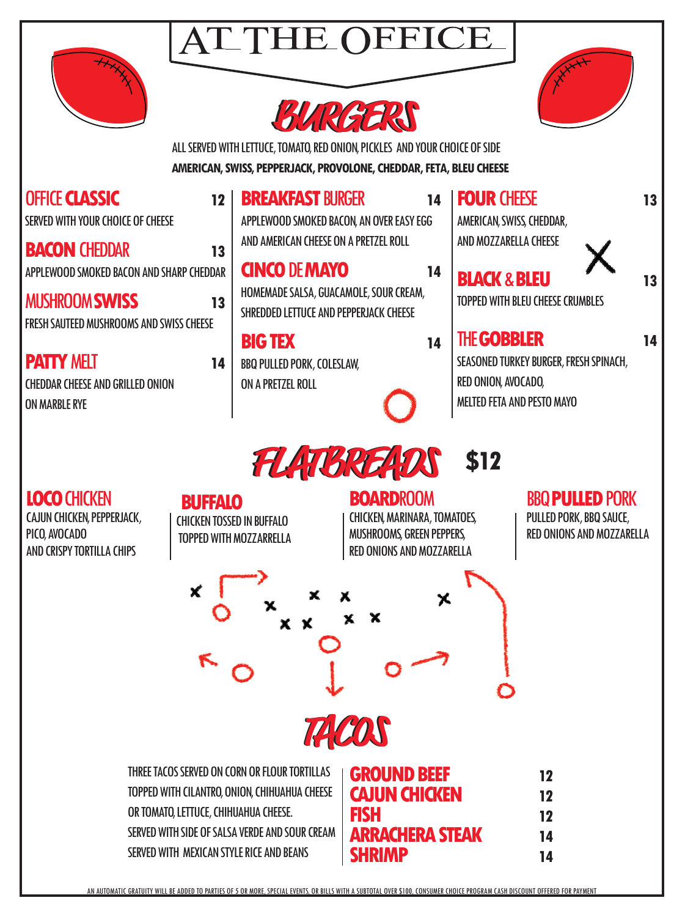# AT THE OFFICE

## BURGERS

ALL SERVED WITH LETTUCE, TOMATO, RED ONION, PICKLES AND YOUR CHOICE OF SIDE

**AMERICAN, SWISS, PEPPERJACK, PROVOLONE, CHEDDAR, FETA, BLEU CHEESE**

### OFFICE **CLASSIC** — 12
SERVED WITH YOUR CHOICE OF CHEESE

### **BACON** CHEDDAR — 13
APPLEWOOD SMOKED BACON AND SHARP CHEDDAR

### MUSHROOM **SWISS** — 13
FRESH SAUTEED MUSHROOMS AND SWISS CHEESE

### **PATTY** MELT — 14
CHEDDAR CHEESE AND GRILLED ONION ON MARBLE RYE

### **BREAKFAST** BURGER — 14
APPLEWOOD SMOKED BACON, AN OVER EASY EGG AND AMERICAN CHEESE ON A PRETZEL ROLL

### **CINCO** DE **MAYO** — 14
HOMEMADE SALSA, GUACAMOLE, SOUR CREAM, SHREDDED LETTUCE AND PEPPERJACK CHEESE

### **BIG TEX** — 14
BBQ PULLED PORK, COLESLAW, ON A PRETZEL ROLL

### **FOUR** CHEESE — 13
AMERICAN, SWISS, CHEDDAR, AND MOZZARELLA CHEESE

### **BLACK** & **BLEU** — 13
TOPPED WITH BLEU CHEESE CRUMBLES

### THE **GOBBLER** — 14
SEASONED TURKEY BURGER, FRESH SPINACH, RED ONION, AVOCADO, MELTED FETA AND PESTO MAYO

## FLATBREADS $12

### **LOCO** CHICKEN
CAJUN CHICKEN, PEPPERJACK, PICO, AVOCADO AND CRISPY TORTILLA CHIPS

### **BUFFALO**
CHICKEN TOSSED IN BUFFALO TOPPED WITH MOZZARRELLA

### **BOARD**ROOM
CHICKEN, MARINARA, TOMATOES, MUSHROOMS, GREEN PEPPERS, RED ONIONS AND MOZZARELLA

### BBQ **PULLED** PORK
PULLED PORK, BBQ SAUCE, RED ONIONS AND MOZZARELLA

## TACOS

THREE TACOS SERVED ON CORN OR FLOUR TORTILLAS TOPPED WITH CILANTRO, ONION, CHIHUAHUA CHEESE OR TOMATO, LETTUCE, CHIHUAHUA CHEESE.
SERVED WITH SIDE OF SALSA VERDE AND SOUR CREAM
SERVED WITH MEXICAN STYLE RICE AND BEANS

| | |
|---|---|
| **GROUND BEEF** | 12 |
| **CAJUN CHICKEN** | 12 |
| **FISH** | 12 |
| **ARRACHERA STEAK** | 14 |
| **SHRIMP** | 14 |

AN AUTOMATIC GRATUITY WILL BE ADDED TO PARTIES OF 5 OR MORE, SPECIAL EVENTS, OR BILLS WITH A SUBTOTAL OVER $100. CONSUMER CHOICE PROGRAM CASH DISCOUNT OFFERED FOR PAYMENT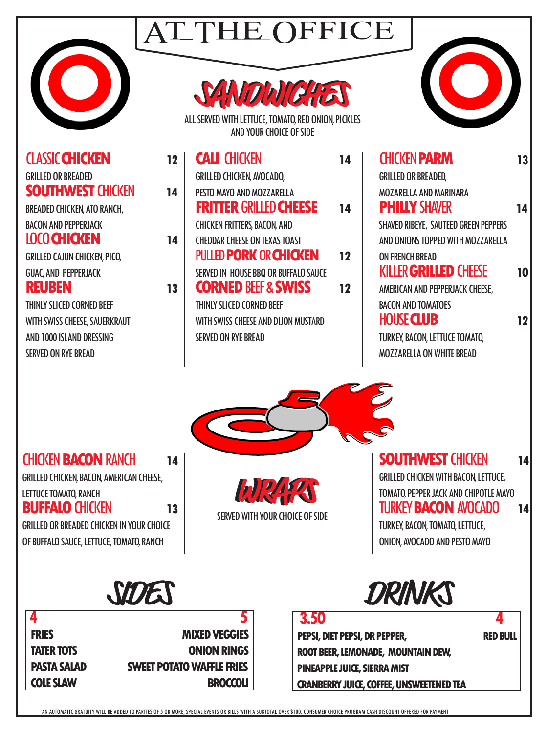# AT THE OFFICE

## SANDWICHES

ALL SERVED WITH LETTUCE, TOMATO, RED ONION, PICKLES AND YOUR CHOICE OF SIDE

**CLASSIC CHICKEN** — 12
GRILLED OR BREADED

**SOUTHWEST CHICKEN** — 14
BREADED CHICKEN, ATO RANCH, BACON AND PEPPERJACK

**LOCO CHICKEN** — 14
GRILLED CAJUN CHICKEN, PICO, GUAC, AND PEPPERJACK

**REUBEN** — 13
THINLY SLICED CORNED BEEF WITH SWISS CHEESE, SAUERKRAUT AND 1000 ISLAND DRESSING SERVED ON RYE BREAD

**CALI CHICKEN** — 14
GRILLED CHICKEN, AVOCADO, PESTO MAYO AND MOZZARELLA

**FRITTER GRILLED CHEESE** — 14
CHICKEN FRITTERS, BACON, AND CHEDDAR CHEESE ON TEXAS TOAST

**PULLED PORK OR CHICKEN** — 12
SERVED IN HOUSE BBQ OR BUFFALO SAUCE

**CORNED BEEF & SWISS** — 12
THINLY SLICED CORNED BEEF WITH SWISS CHEESE AND DIJON MUSTARD SERVED ON RYE BREAD

**CHICKEN PARM** — 13
GRILLED OR BREADED, MOZARELLA AND MARINARA

**PHILLY SHAVER** — 14
SHAVED RIBEYE, SAUTEED GREEN PEPPERS AND ONIONS TOPPED WITH MOZZARELLA ON FRENCH BREAD

**KILLER GRILLED CHEESE** — 10
AMERICAN AND PEPPERJACK CHEESE, BACON AND TOMATOES

**HOUSE CLUB** — 12
TURKEY, BACON, LETTUCE TOMATO, MOZZARELLA ON WHITE BREAD

## WRAPS

SERVED WITH YOUR CHOICE OF SIDE

**CHICKEN BACON RANCH** — 14
GRILLED CHICKEN, BACON, AMERICAN CHEESE, LETTUCE TOMATO, RANCH

**BUFFALO CHICKEN** — 13
GRILLED OR BREADED CHICKEN IN YOUR CHOICE OF BUFFALO SAUCE, LETTUCE, TOMATO, RANCH

**SOUTHWEST CHICKEN** — 14
GRILLED CHICKEN WITH BACON, LETTUCE, TOMATO, PEPPER JACK AND CHIPOTLE MAYO

**TURKEY BACON AVOCADO** — 14
TURKEY, BACON, TOMATO, LETTUCE, ONION, AVOCADO AND PESTO MAYO

## SIDES

| 4 | 5 |
|---|---|
| FRIES | MIXED VEGGIES |
| TATER TOTS | ONION RINGS |
| PASTA SALAD | SWEET POTATO WAFFLE FRIES |
| COLE SLAW | BROCCOLI |

## DRINKS

| 3.50 | 4 |
|---|---|
| PEPSI, DIET PEPSI, DR PEPPER, | RED BULL |
| ROOT BEER, LEMONADE, MOUNTAIN DEW, | |
| PINEAPPLE JUICE, SIERRA MIST | |
| CRANBERRY JUICE, COFFEE, UNSWEETENED TEA | |

AN AUTOMATIC GRATUITY WILL BE ADDED TO PARTIES OF 5 OR MORE, SPECIAL EVENTS OR BILLS WITH A SUBTOTAL OVER $100. CONSUMER CHOICE PROGRAM CASH DISCOUNT OFFERED FOR PAYMENT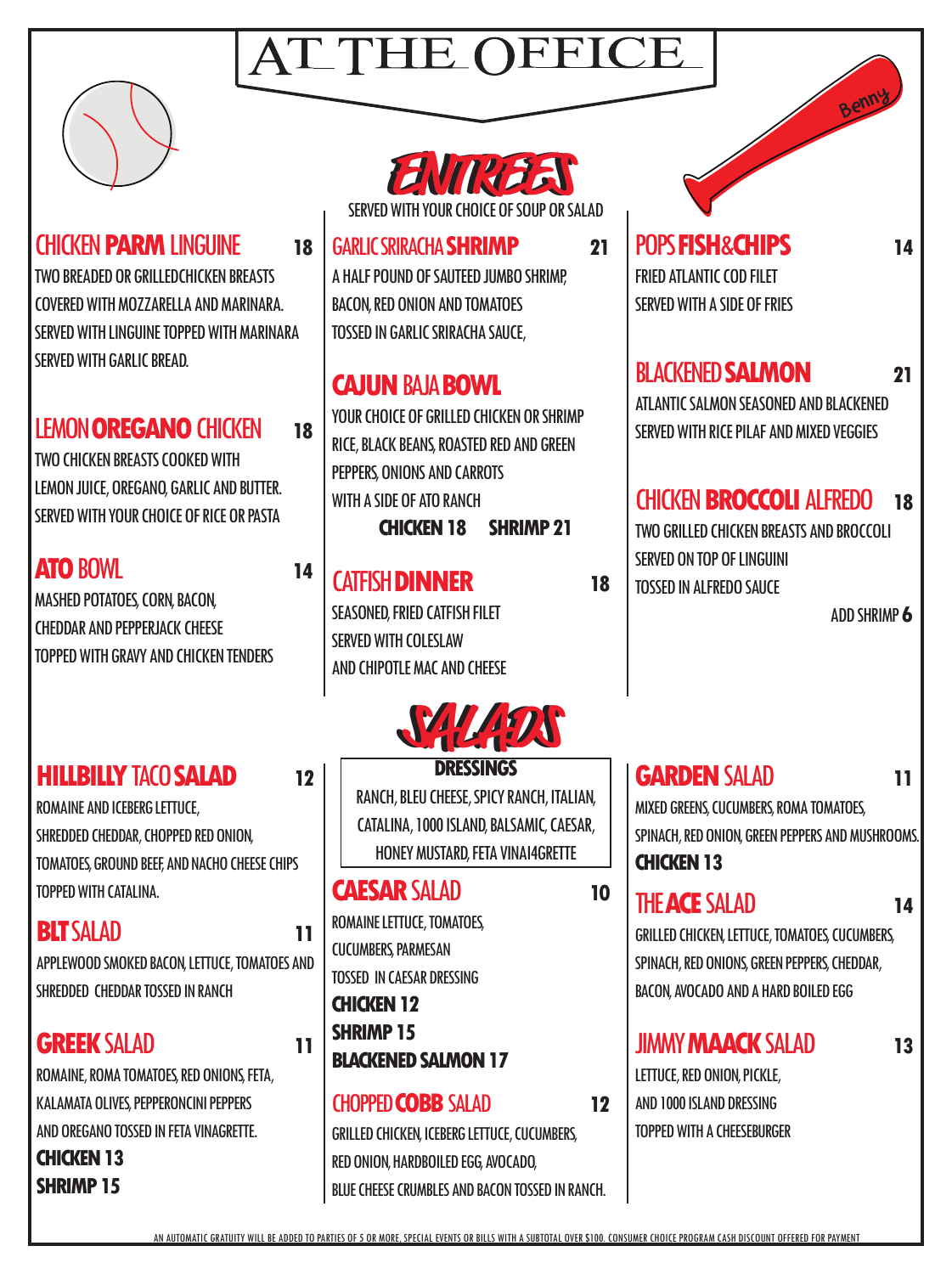# AT THE OFFICE

Benny

## ENTREES

SERVED WITH YOUR CHOICE OF SOUP OR SALAD

### CHICKEN **PARM** LINGUINE — 18

TWO BREADED OR GRILLEDCHICKEN BREASTS COVERED WITH MOZZARELLA AND MARINARA. SERVED WITH LINGUINE TOPPED WITH MARINARA SERVED WITH GARLIC BREAD.

### LEMON **OREGANO** CHICKEN — 18

TWO CHICKEN BREASTS COOKED WITH LEMON JUICE, OREGANO, GARLIC AND BUTTER. SERVED WITH YOUR CHOICE OF RICE OR PASTA

### **ATO** BOWL — 14

MASHED POTATOES, CORN, BACON, CHEDDAR AND PEPPERJACK CHEESE TOPPED WITH GRAVY AND CHICKEN TENDERS

### GARLIC SRIRACHA **SHRIMP** — 21

A HALF POUND OF SAUTEED JUMBO SHRIMP, BACON, RED ONION AND TOMATOES TOSSED IN GARLIC SRIRACHA SAUCE,

### **CAJUN** BAJA **BOWL**

YOUR CHOICE OF GRILLED CHICKEN OR SHRIMP RICE, BLACK BEANS, ROASTED RED AND GREEN PEPPERS, ONIONS AND CARROTS WITH A SIDE OF ATO RANCH

**CHICKEN 18 SHRIMP 21**

### CATFISH **DINNER** — 18

SEASONED, FRIED CATFISH FILET SERVED WITH COLESLAW AND CHIPOTLE MAC AND CHEESE

### POPS **FISH&CHIPS** — 14

FRIED ATLANTIC COD FILET SERVED WITH A SIDE OF FRIES

### BLACKENED **SALMON** — 21

ATLANTIC SALMON SEASONED AND BLACKENED SERVED WITH RICE PILAF AND MIXED VEGGIES

### CHICKEN **BROCCOLI** ALFREDO — 18

TWO GRILLED CHICKEN BREASTS AND BROCCOLI SERVED ON TOP OF LINGUINI TOSSED IN ALFREDO SAUCE

ADD SHRIMP **6**

## SALADS

**DRESSINGS**

RANCH, BLEU CHEESE, SPICY RANCH, ITALIAN, CATALINA, 1000 ISLAND, BALSAMIC, CAESAR, HONEY MUSTARD, FETA VINAI4GRETTE

### **HILLBILLY** TACO **SALAD** — 12

ROMAINE AND ICEBERG LETTUCE, SHREDDED CHEDDAR, CHOPPED RED ONION, TOMATOES, GROUND BEEF, AND NACHO CHEESE CHIPS TOPPED WITH CATALINA.

### **BLT** SALAD — 11

APPLEWOOD SMOKED BACON, LETTUCE, TOMATOES AND SHREDDED CHEDDAR TOSSED IN RANCH

### **GREEK** SALAD — 11

ROMAINE, ROMA TOMATOES, RED ONIONS, FETA, KALAMATA OLIVES, PEPPERONCINI PEPPERS AND OREGANO TOSSED IN FETA VINAGRETTE.

**CHICKEN 13**
**SHRIMP 15**

### **CAESAR** SALAD — 10

ROMAINE LETTUCE, TOMATOES, CUCUMBERS, PARMESAN TOSSED IN CAESAR DRESSING

**CHICKEN 12**
**SHRIMP 15**
**BLACKENED SALMON 17**

### CHOPPED **COBB** SALAD — 12

GRILLED CHICKEN, ICEBERG LETTUCE, CUCUMBERS, RED ONION, HARDBOILED EGG, AVOCADO, BLUE CHEESE CRUMBLES AND BACON TOSSED IN RANCH.

### **GARDEN** SALAD — 11

MIXED GREENS, CUCUMBERS, ROMA TOMATOES, SPINACH, RED ONION, GREEN PEPPERS AND MUSHROOMS.

**CHICKEN 13**

### THE **ACE** SALAD — 14

GRILLED CHICKEN, LETTUCE, TOMATOES, CUCUMBERS, SPINACH, RED ONIONS, GREEN PEPPERS, CHEDDAR, BACON, AVOCADO AND A HARD BOILED EGG

### JIMMY **MAACK** SALAD — 13

LETTUCE, RED ONION, PICKLE, AND 1000 ISLAND DRESSING TOPPED WITH A CHEESEBURGER

AN AUTOMATIC GRATUITY WILL BE ADDED TO PARTIES OF 5 OR MORE, SPECIAL EVENTS OR BILLS WITH A SUBTOTAL OVER $100. CONSUMER CHOICE PROGRAM CASH DISCOUNT OFFERED FOR PAYMENT